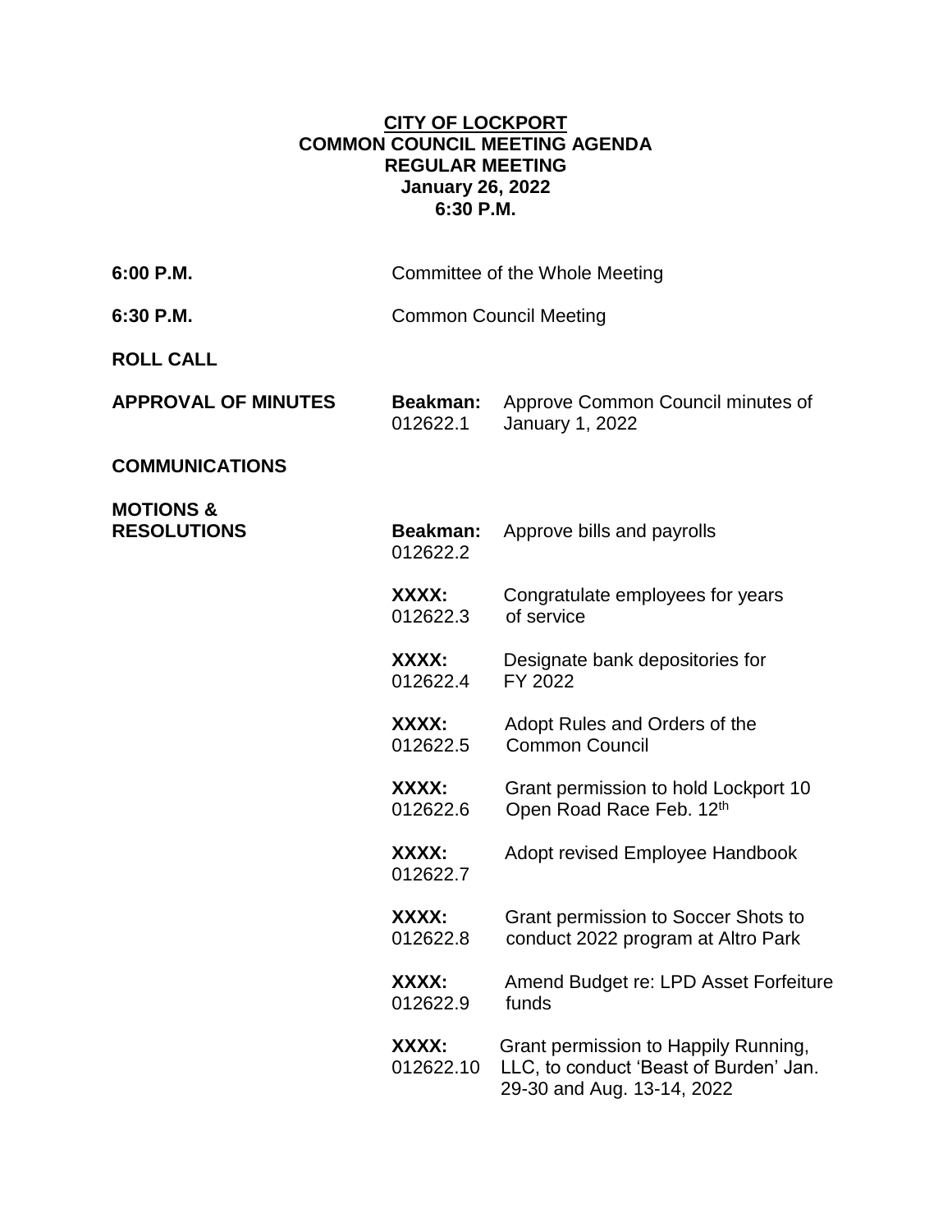# CITY OF LOCKPORT
## COMMON COUNCIL MEETING AGENDA
## REGULAR MEETING
## January 26, 2022
## 6:30 P.M.

| | | |
|---|---|---|
| **6:00 P.M.** | Committee of the Whole Meeting | |
| **6:30 P.M.** | Common Council Meeting | |
| **ROLL CALL** | | |
| **APPROVAL OF MINUTES** | **Beakman:** 012622.1 | Approve Common Council minutes of January 1, 2022 |
| **COMMUNICATIONS** | | |
| **MOTIONS & RESOLUTIONS** | **Beakman:** 012622.2 | Approve bills and payrolls |
| | **XXXX:** 012622.3 | Congratulate employees for years of service |
| | **XXXX:** 012622.4 | Designate bank depositories for FY 2022 |
| | **XXXX:** 012622.5 | Adopt Rules and Orders of the Common Council |
| | **XXXX:** 012622.6 | Grant permission to hold Lockport 10 Open Road Race Feb. 12th |
| | **XXXX:** 012622.7 | Adopt revised Employee Handbook |
| | **XXXX:** 012622.8 | Grant permission to Soccer Shots to conduct 2022 program at Altro Park |
| | **XXXX:** 012622.9 | Amend Budget re: LPD Asset Forfeiture funds |
| | **XXXX:** 012622.10 | Grant permission to Happily Running, LLC, to conduct 'Beast of Burden' Jan. 29-30 and Aug. 13-14, 2022 |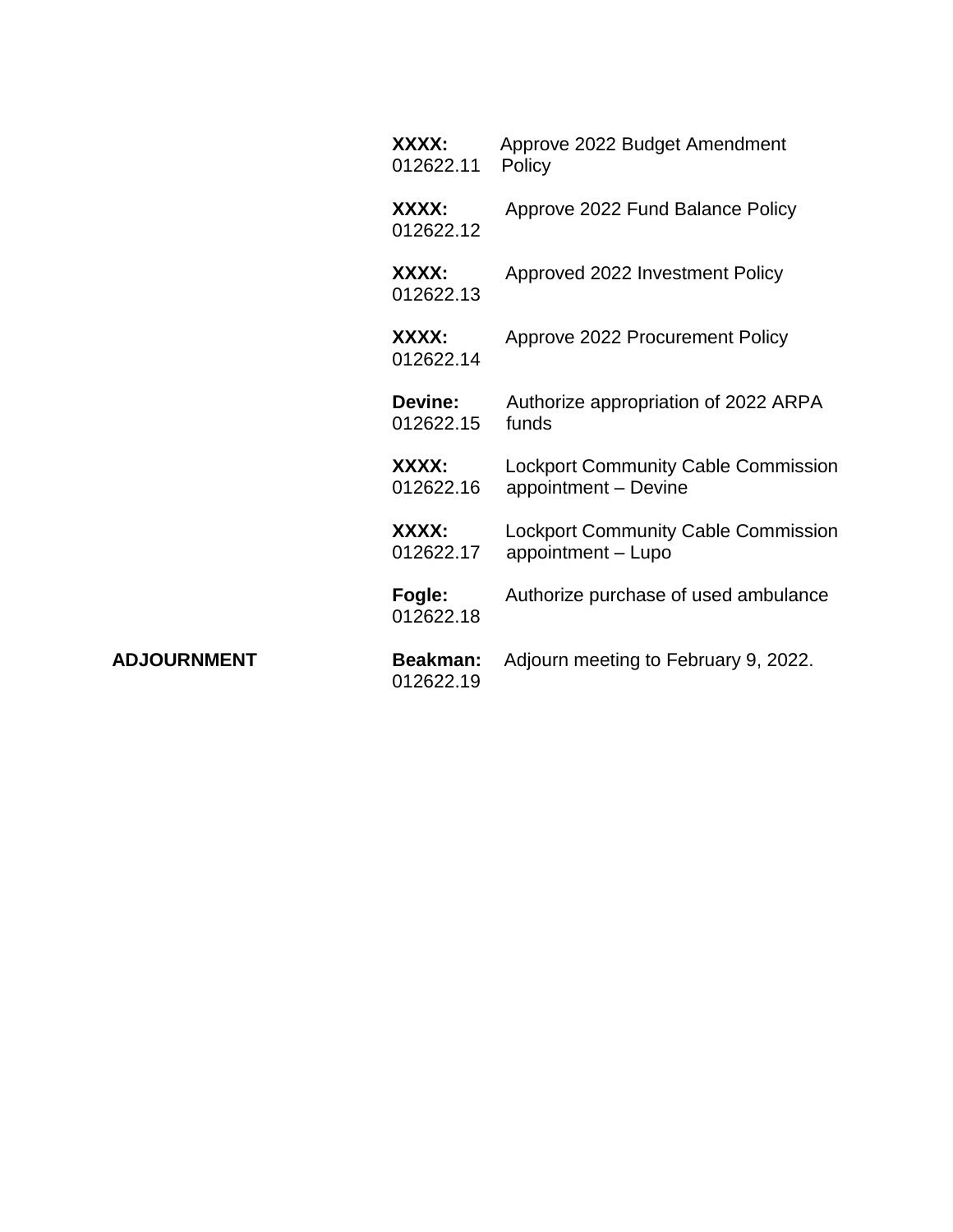| | | |
|---|---|---|
| | **XXXX:** 012622.11 | Approve 2022 Budget Amendment Policy |
| | **XXXX:** 012622.12 | Approve 2022 Fund Balance Policy |
| | **XXXX:** 012622.13 | Approved 2022 Investment Policy |
| | **XXXX:** 012622.14 | Approve 2022 Procurement Policy |
| | **Devine:** 012622.15 | Authorize appropriation of 2022 ARPA funds |
| | **XXXX:** 012622.16 | Lockport Community Cable Commission appointment – Devine |
| | **XXXX:** 012622.17 | Lockport Community Cable Commission appointment – Lupo |
| | **Fogle:** 012622.18 | Authorize purchase of used ambulance |
| **ADJOURNMENT** | **Beakman:** 012622.19 | Adjourn meeting to February 9, 2022. |